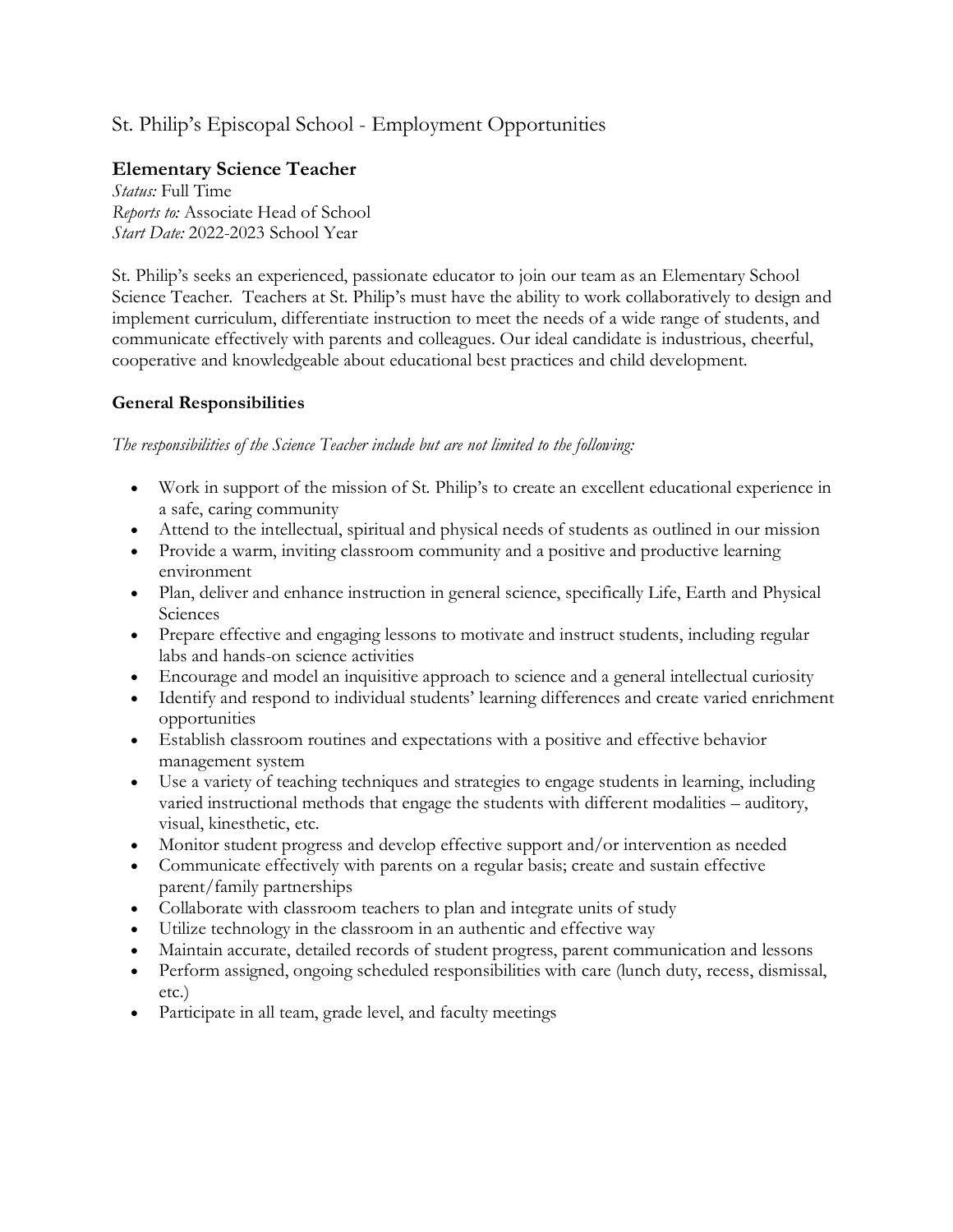# St. Philip's Episcopal School - Employment Opportunities

## Elementary Science Teacher

*Status:* Full Time
*Reports to:* Associate Head of School
*Start Date:* 2022-2023 School Year

St. Philip's seeks an experienced, passionate educator to join our team as an Elementary School Science Teacher. Teachers at St. Philip's must have the ability to work collaboratively to design and implement curriculum, differentiate instruction to meet the needs of a wide range of students, and communicate effectively with parents and colleagues. Our ideal candidate is industrious, cheerful, cooperative and knowledgeable about educational best practices and child development.

### General Responsibilities

*The responsibilities of the Science Teacher include but are not limited to the following:*

- Work in support of the mission of St. Philip's to create an excellent educational experience in a safe, caring community
- Attend to the intellectual, spiritual and physical needs of students as outlined in our mission
- Provide a warm, inviting classroom community and a positive and productive learning environment
- Plan, deliver and enhance instruction in general science, specifically Life, Earth and Physical Sciences
- Prepare effective and engaging lessons to motivate and instruct students, including regular labs and hands-on science activities
- Encourage and model an inquisitive approach to science and a general intellectual curiosity
- Identify and respond to individual students' learning differences and create varied enrichment opportunities
- Establish classroom routines and expectations with a positive and effective behavior management system
- Use a variety of teaching techniques and strategies to engage students in learning, including varied instructional methods that engage the students with different modalities – auditory, visual, kinesthetic, etc.
- Monitor student progress and develop effective support and/or intervention as needed
- Communicate effectively with parents on a regular basis; create and sustain effective parent/family partnerships
- Collaborate with classroom teachers to plan and integrate units of study
- Utilize technology in the classroom in an authentic and effective way
- Maintain accurate, detailed records of student progress, parent communication and lessons
- Perform assigned, ongoing scheduled responsibilities with care (lunch duty, recess, dismissal, etc.)
- Participate in all team, grade level, and faculty meetings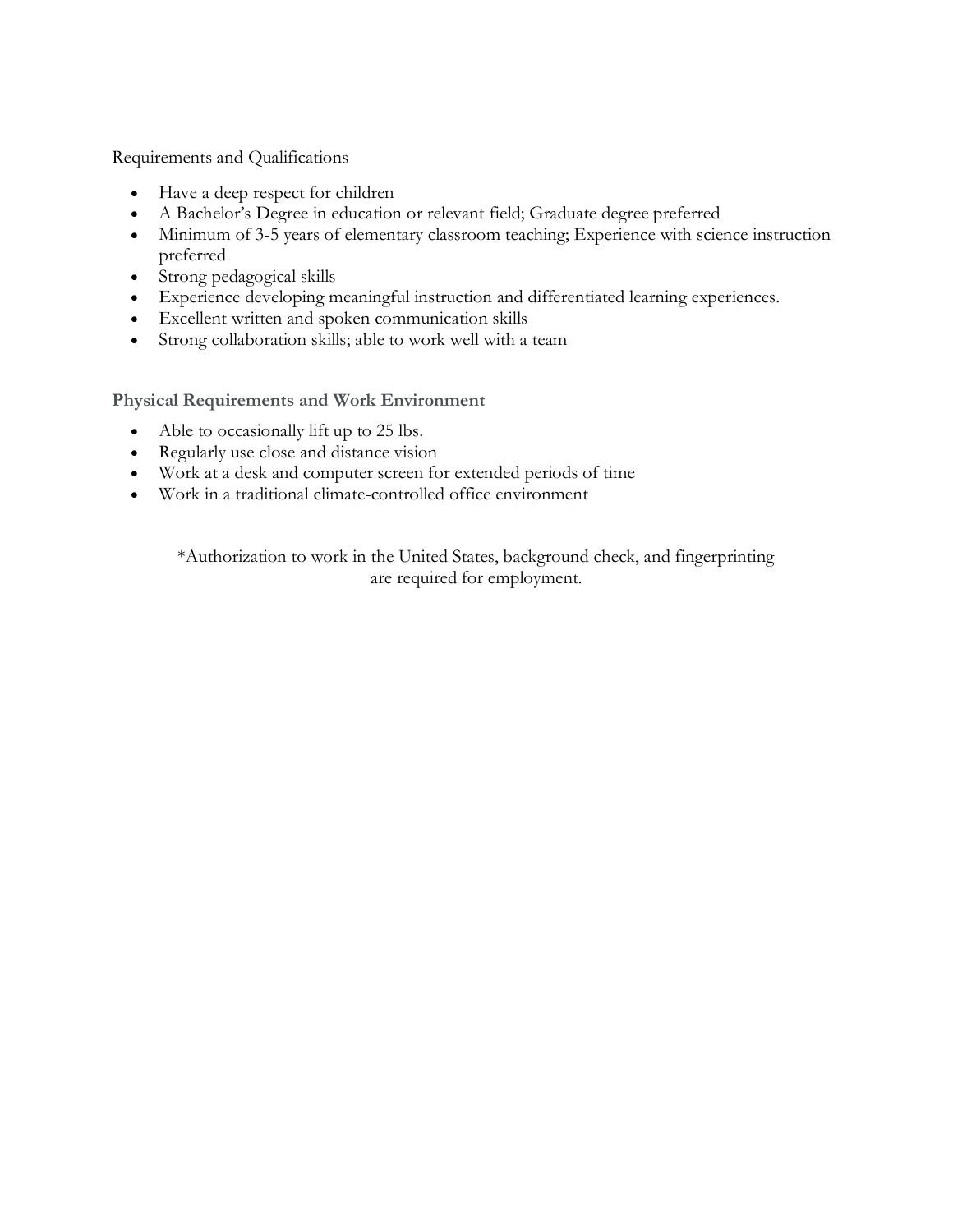Requirements and Qualifications

- Have a deep respect for children
- A Bachelor's Degree in education or relevant field; Graduate degree preferred
- Minimum of 3-5 years of elementary classroom teaching; Experience with science instruction preferred
- Strong pedagogical skills
- Experience developing meaningful instruction and differentiated learning experiences.
- Excellent written and spoken communication skills
- Strong collaboration skills; able to work well with a team

**Physical Requirements and Work Environment**

- Able to occasionally lift up to 25 lbs.
- Regularly use close and distance vision
- Work at a desk and computer screen for extended periods of time
- Work in a traditional climate-controlled office environment

*Authorization to work in the United States, background check, and fingerprinting are required for employment.